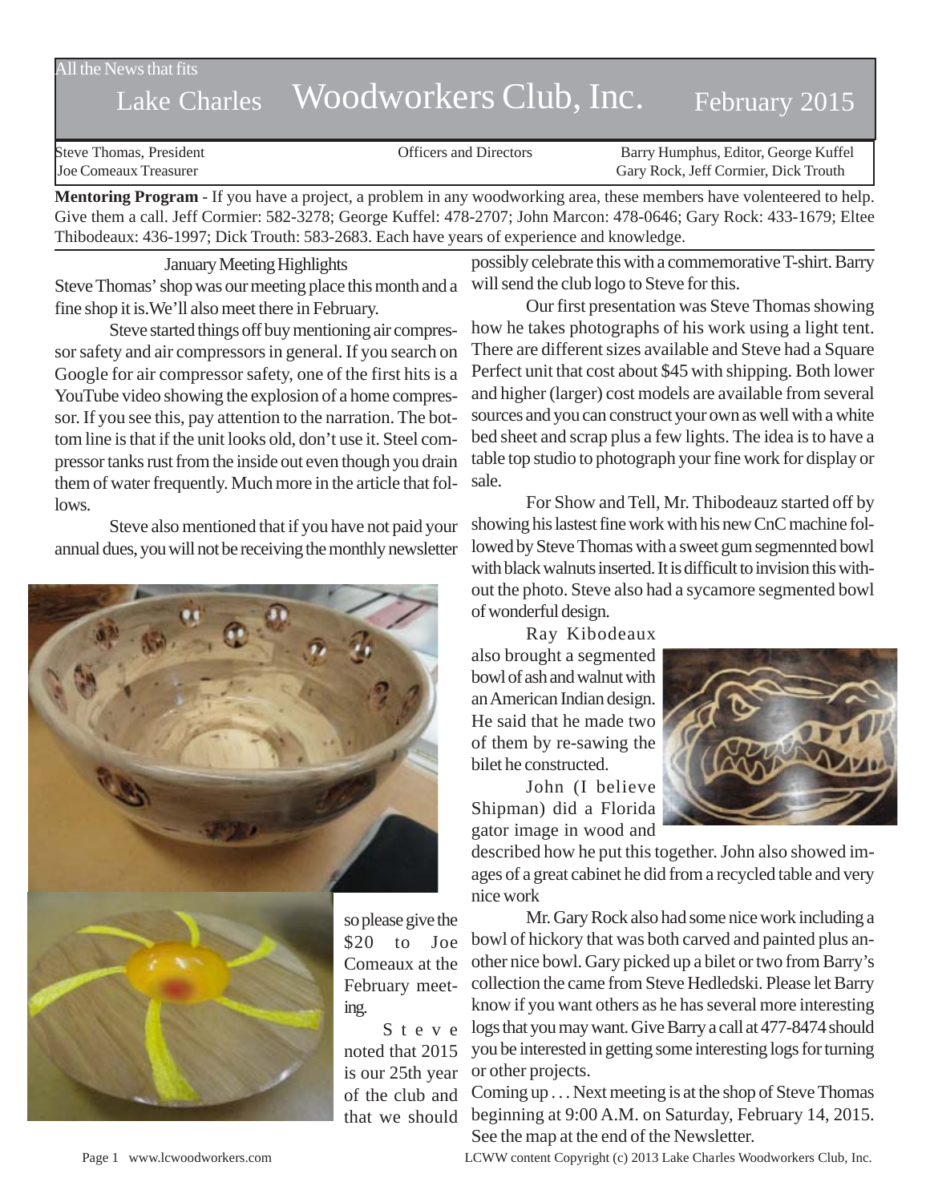All the News that fits

# Lake Charles Woodworkers Club, Inc. February 2015

Steve Thomas, President | Officers and Directors | Barry Humphus, Editor, George Kuffel
Joe Comeaux Treasurer | | Gary Rock, Jeff Cormier, Dick Trouth

**Mentoring Program** - If you have a project, a problem in any woodworking area, these members have volenteered to help. Give them a call. Jeff Cormier: 582-3278; George Kuffel: 478-2707; John Marcon: 478-0646; Gary Rock: 433-1679; Eltee Thibodeaux: 436-1997; Dick Trouth: 583-2683. Each have years of experience and knowledge.

## January Meeting Highlights

Steve Thomas' shop was our meeting place this month and a fine shop it is.We'll also meet there in February.

Steve started things off buy mentioning air compressor safety and air compressors in general. If you search on Google for air compressor safety, one of the first hits is a YouTube video showing the explosion of a home compressor. If you see this, pay attention to the narration. The bottom line is that if the unit looks old, don't use it. Steel compressor tanks rust from the inside out even though you drain them of water frequently. Much more in the article that follows.

Steve also mentioned that if you have not paid your annual dues, you will not be receiving the monthly newsletter so please give the $20 to Joe Comeaux at the February meeting.

Steve noted that 2015 is our 25th year of the club and that we should possibly celebrate this with a commemorative T-shirt. Barry will send the club logo to Steve for this.

Our first presentation was Steve Thomas showing how he takes photographs of his work using a light tent. There are different sizes available and Steve had a Square Perfect unit that cost about $45 with shipping. Both lower and higher (larger) cost models are available from several sources and you can construct your own as well with a white bed sheet and scrap plus a few lights. The idea is to have a table top studio to photograph your fine work for display or sale.

For Show and Tell, Mr. Thibodeauz started off by showing his lastest fine work with his new CnC machine followed by Steve Thomas with a sweet gum segmennted bowl with black walnuts inserted. It is difficult to invision this without the photo. Steve also had a sycamore segmented bowl of wonderful design.

Ray Kibodeaux also brought a segmented bowl of ash and walnut with an American Indian design. He said that he made two of them by re-sawing the bilet he constructed.

John (I believe Shipman) did a Florida gator image in wood and described how he put this together. John also showed images of a great cabinet he did from a recycled table and very nice work

Mr. Gary Rock also had some nice work including a bowl of hickory that was both carved and painted plus another nice bowl. Gary picked up a bilet or two from Barry's collection the came from Steve Hedledski. Please let Barry know if you want others as he has several more interesting logs that you may want. Give Barry a call at 477-8474 should you be interested in getting some interesting logs for turning or other projects.

Coming up . . . Next meeting is at the shop of Steve Thomas beginning at 9:00 A.M. on Saturday, February 14, 2015. See the map at the end of the Newsletter.

www.lcwoodworkers.com    LCWW content Copyright (c) 2013 Lake Charles Woodworkers Club, Inc.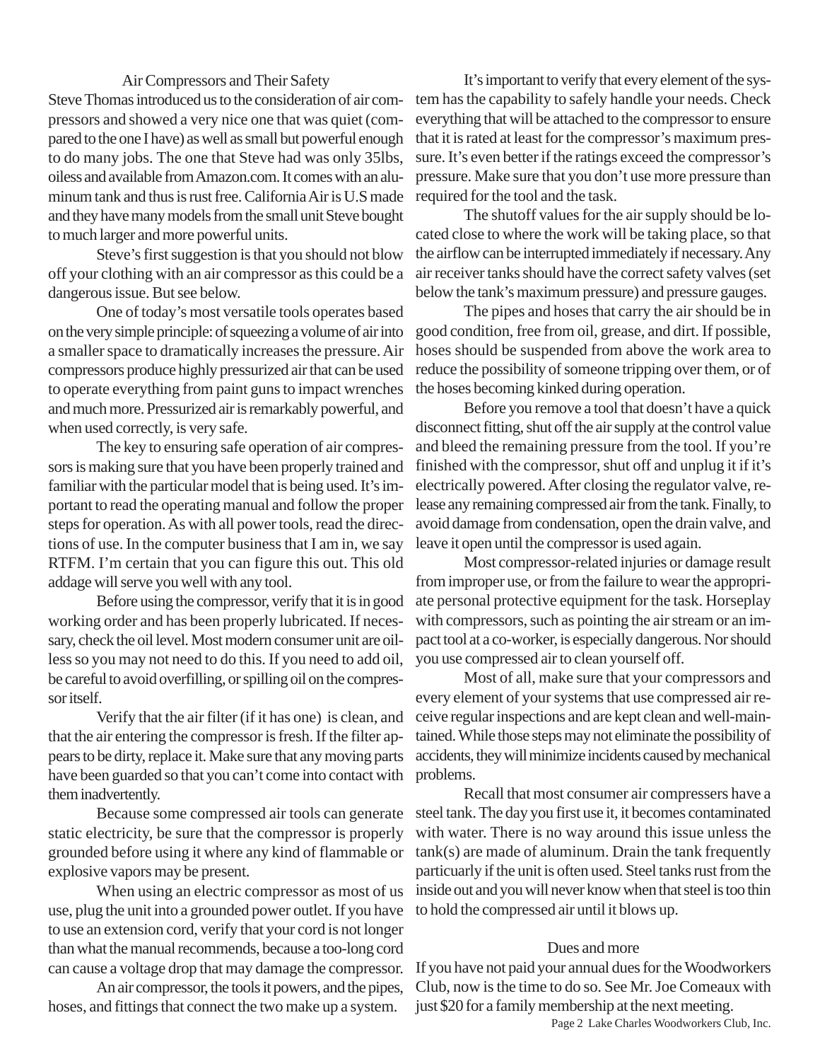## Air Compressors and Their Safety

Steve Thomas introduced us to the consideration of air compressors and showed a very nice one that was quiet (compared to the one I have) as well as small but powerful enough to do many jobs. The one that Steve had was only 35lbs, oiless and available from Amazon.com. It comes with an aluminum tank and thus is rust free. California Air is U.S made and they have many models from the small unit Steve bought to much larger and more powerful units.

Steve's first suggestion is that you should not blow off your clothing with an air compressor as this could be a dangerous issue. But see below.

One of today's most versatile tools operates based on the very simple principle: of squeezing a volume of air into a smaller space to dramatically increases the pressure. Air compressors produce highly pressurized air that can be used to operate everything from paint guns to impact wrenches and much more. Pressurized air is remarkably powerful, and when used correctly, is very safe.

The key to ensuring safe operation of air compressors is making sure that you have been properly trained and familiar with the particular model that is being used. It's important to read the operating manual and follow the proper steps for operation. As with all power tools, read the directions of use. In the computer business that I am in, we say RTFM. I'm certain that you can figure this out. This old addage will serve you well with any tool.

Before using the compressor, verify that it is in good working order and has been properly lubricated. If necessary, check the oil level. Most modern consumer unit are oilless so you may not need to do this. If you need to add oil, be careful to avoid overfilling, or spilling oil on the compressor itself.

Verify that the air filter (if it has one) is clean, and that the air entering the compressor is fresh. If the filter appears to be dirty, replace it. Make sure that any moving parts have been guarded so that you can't come into contact with them inadvertently.

Because some compressed air tools can generate static electricity, be sure that the compressor is properly grounded before using it where any kind of flammable or explosive vapors may be present.

When using an electric compressor as most of us use, plug the unit into a grounded power outlet. If you have to use an extension cord, verify that your cord is not longer than what the manual recommends, because a too-long cord can cause a voltage drop that may damage the compressor.

An air compressor, the tools it powers, and the pipes, hoses, and fittings that connect the two make up a system.

It's important to verify that every element of the system has the capability to safely handle your needs. Check everything that will be attached to the compressor to ensure that it is rated at least for the compressor's maximum pressure. It's even better if the ratings exceed the compressor's pressure. Make sure that you don't use more pressure than required for the tool and the task.

The shutoff values for the air supply should be located close to where the work will be taking place, so that the airflow can be interrupted immediately if necessary. Any air receiver tanks should have the correct safety valves (set below the tank's maximum pressure) and pressure gauges.

The pipes and hoses that carry the air should be in good condition, free from oil, grease, and dirt. If possible, hoses should be suspended from above the work area to reduce the possibility of someone tripping over them, or of the hoses becoming kinked during operation.

Before you remove a tool that doesn't have a quick disconnect fitting, shut off the air supply at the control value and bleed the remaining pressure from the tool. If you're finished with the compressor, shut off and unplug it if it's electrically powered. After closing the regulator valve, release any remaining compressed air from the tank. Finally, to avoid damage from condensation, open the drain valve, and leave it open until the compressor is used again.

Most compressor-related injuries or damage result from improper use, or from the failure to wear the appropriate personal protective equipment for the task. Horseplay with compressors, such as pointing the air stream or an impact tool at a co-worker, is especially dangerous. Nor should you use compressed air to clean yourself off.

Most of all, make sure that your compressors and every element of your systems that use compressed air receive regular inspections and are kept clean and well-maintained. While those steps may not eliminate the possibility of accidents, they will minimize incidents caused by mechanical problems.

Recall that most consumer air compressers have a steel tank. The day you first use it, it becomes contaminated with water. There is no way around this issue unless the tank(s) are made of aluminum. Drain the tank frequently particuarly if the unit is often used. Steel tanks rust from the inside out and you will never know when that steel is too thin to hold the compressed air until it blows up.

## Dues and more

If you have not paid your annual dues for the Woodworkers Club, now is the time to do so. See Mr. Joe Comeaux with just $20 for a family membership at the next meeting.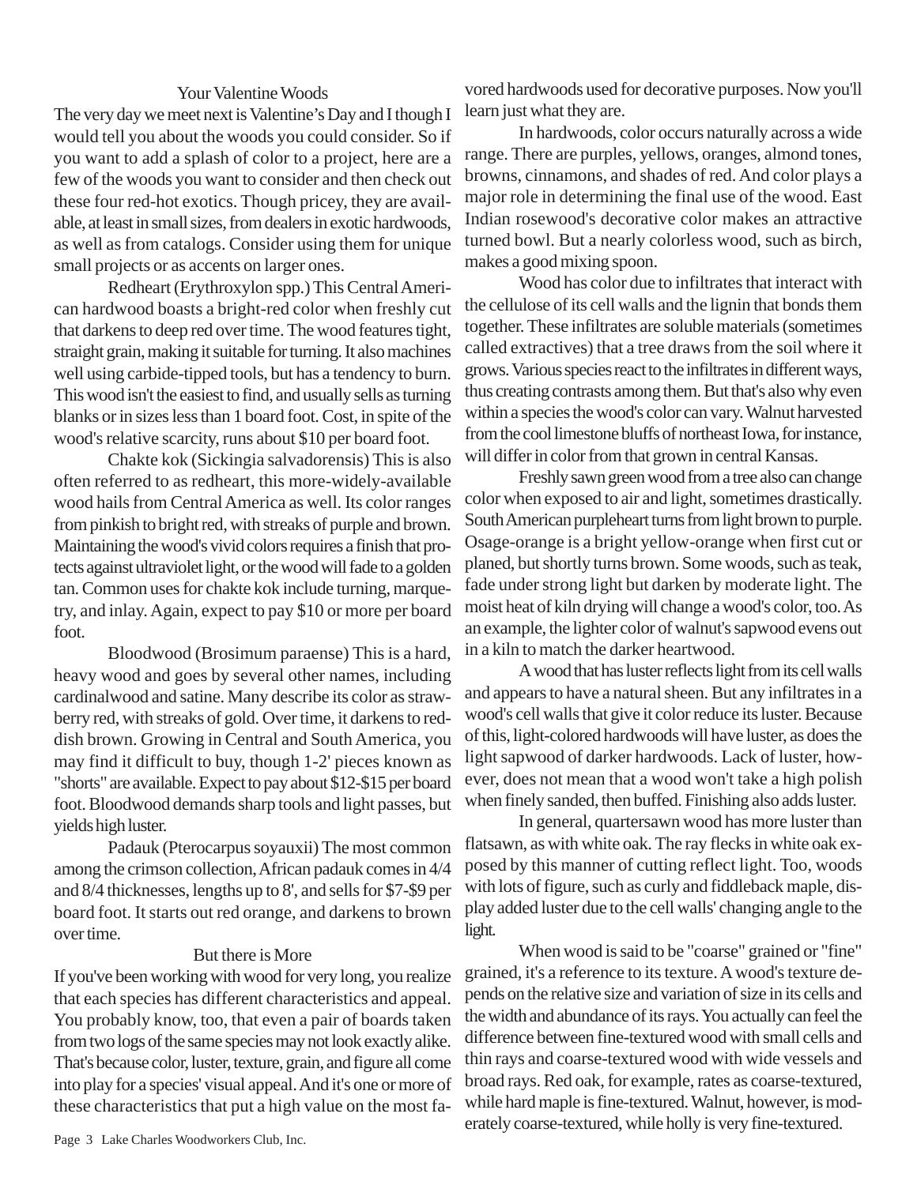## Your Valentine Woods

The very day we meet next is Valentine's Day and I though I would tell you about the woods you could consider. So if you want to add a splash of color to a project, here are a few of the woods you want to consider and then check out these four red-hot exotics. Though pricey, they are available, at least in small sizes, from dealers in exotic hardwoods, as well as from catalogs. Consider using them for unique small projects or as accents on larger ones.

Redheart (Erythroxylon spp.) This Central American hardwood boasts a bright-red color when freshly cut that darkens to deep red over time. The wood features tight, straight grain, making it suitable for turning. It also machines well using carbide-tipped tools, but has a tendency to burn. This wood isn't the easiest to find, and usually sells as turning blanks or in sizes less than 1 board foot. Cost, in spite of the wood's relative scarcity, runs about $10 per board foot.

Chakte kok (Sickingia salvadorensis) This is also often referred to as redheart, this more-widely-available wood hails from Central America as well. Its color ranges from pinkish to bright red, with streaks of purple and brown. Maintaining the wood's vivid colors requires a finish that protects against ultraviolet light, or the wood will fade to a golden tan. Common uses for chakte kok include turning, marquetry, and inlay. Again, expect to pay $10 or more per board foot.

Bloodwood (Brosimum paraense) This is a hard, heavy wood and goes by several other names, including cardinalwood and satine. Many describe its color as strawberry red, with streaks of gold. Over time, it darkens to reddish brown. Growing in Central and South America, you may find it difficult to buy, though 1-2' pieces known as "shorts" are available. Expect to pay about $12-$15 per board foot. Bloodwood demands sharp tools and light passes, but yields high luster.

Padauk (Pterocarpus soyauxii) The most common among the crimson collection, African padauk comes in 4/4 and 8/4 thicknesses, lengths up to 8', and sells for $7-$9 per board foot. It starts out red orange, and darkens to brown over time.

## But there is More

If you've been working with wood for very long, you realize that each species has different characteristics and appeal. You probably know, too, that even a pair of boards taken from two logs of the same species may not look exactly alike. That's because color, luster, texture, grain, and figure all come into play for a species' visual appeal. And it's one or more of these characteristics that put a high value on the most favored hardwoods used for decorative purposes. Now you'll learn just what they are.

In hardwoods, color occurs naturally across a wide range. There are purples, yellows, oranges, almond tones, browns, cinnamons, and shades of red. And color plays a major role in determining the final use of the wood. East Indian rosewood's decorative color makes an attractive turned bowl. But a nearly colorless wood, such as birch, makes a good mixing spoon.

Wood has color due to infiltrates that interact with the cellulose of its cell walls and the lignin that bonds them together. These infiltrates are soluble materials (sometimes called extractives) that a tree draws from the soil where it grows. Various species react to the infiltrates in different ways, thus creating contrasts among them. But that's also why even within a species the wood's color can vary. Walnut harvested from the cool limestone bluffs of northeast Iowa, for instance, will differ in color from that grown in central Kansas.

Freshly sawn green wood from a tree also can change color when exposed to air and light, sometimes drastically. South American purpleheart turns from light brown to purple. Osage-orange is a bright yellow-orange when first cut or planed, but shortly turns brown. Some woods, such as teak, fade under strong light but darken by moderate light. The moist heat of kiln drying will change a wood's color, too. As an example, the lighter color of walnut's sapwood evens out in a kiln to match the darker heartwood.

A wood that has luster reflects light from its cell walls and appears to have a natural sheen. But any infiltrates in a wood's cell walls that give it color reduce its luster. Because of this, light-colored hardwoods will have luster, as does the light sapwood of darker hardwoods. Lack of luster, however, does not mean that a wood won't take a high polish when finely sanded, then buffed. Finishing also adds luster.

In general, quartersawn wood has more luster than flatsawn, as with white oak. The ray flecks in white oak exposed by this manner of cutting reflect light. Too, woods with lots of figure, such as curly and fiddleback maple, display added luster due to the cell walls' changing angle to the light.

When wood is said to be "coarse" grained or "fine" grained, it's a reference to its texture. A wood's texture depends on the relative size and variation of size in its cells and the width and abundance of its rays. You actually can feel the difference between fine-textured wood with small cells and thin rays and coarse-textured wood with wide vessels and broad rays. Red oak, for example, rates as coarse-textured, while hard maple is fine-textured. Walnut, however, is moderately coarse-textured, while holly is very fine-textured.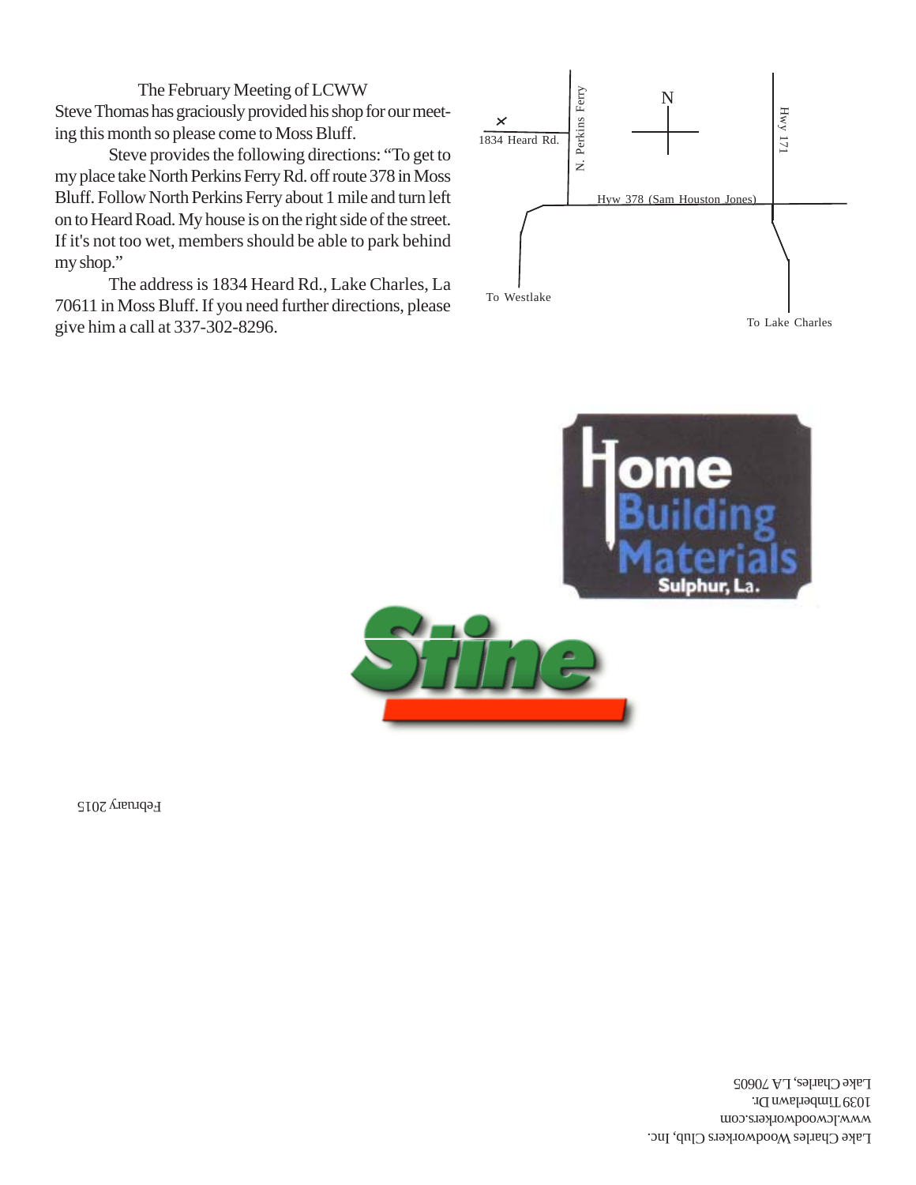The February Meeting of LCWW

Steve Thomas has graciously provided his shop for our meeting this month so please come to Moss Bluff.

Steve provides the following directions: "To get to my place take North Perkins Ferry Rd. off route 378 in Moss Bluff. Follow North Perkins Ferry about 1 mile and turn left on to Heard Road. My house is on the right side of the street. If it's not too wet, members should be able to park behind my shop."

The address is 1834 Heard Rd., Lake Charles, La 70611 in Moss Bluff. If you need further directions, please give him a call at 337-302-8296.

N

1834 Heard Rd.

N. Perkins Ferry

Hwy 171

Hyw 378 (Sam Houston Jones)

To Westlake

To Lake Charles

Home Building Materials

Sulphur, La.

Stine

February 2015

Lake Charles Woodworkers Club, Inc.
www.lcwoodworkers.com
1039 Timberlawn Dr.
Lake Charles, LA 70605